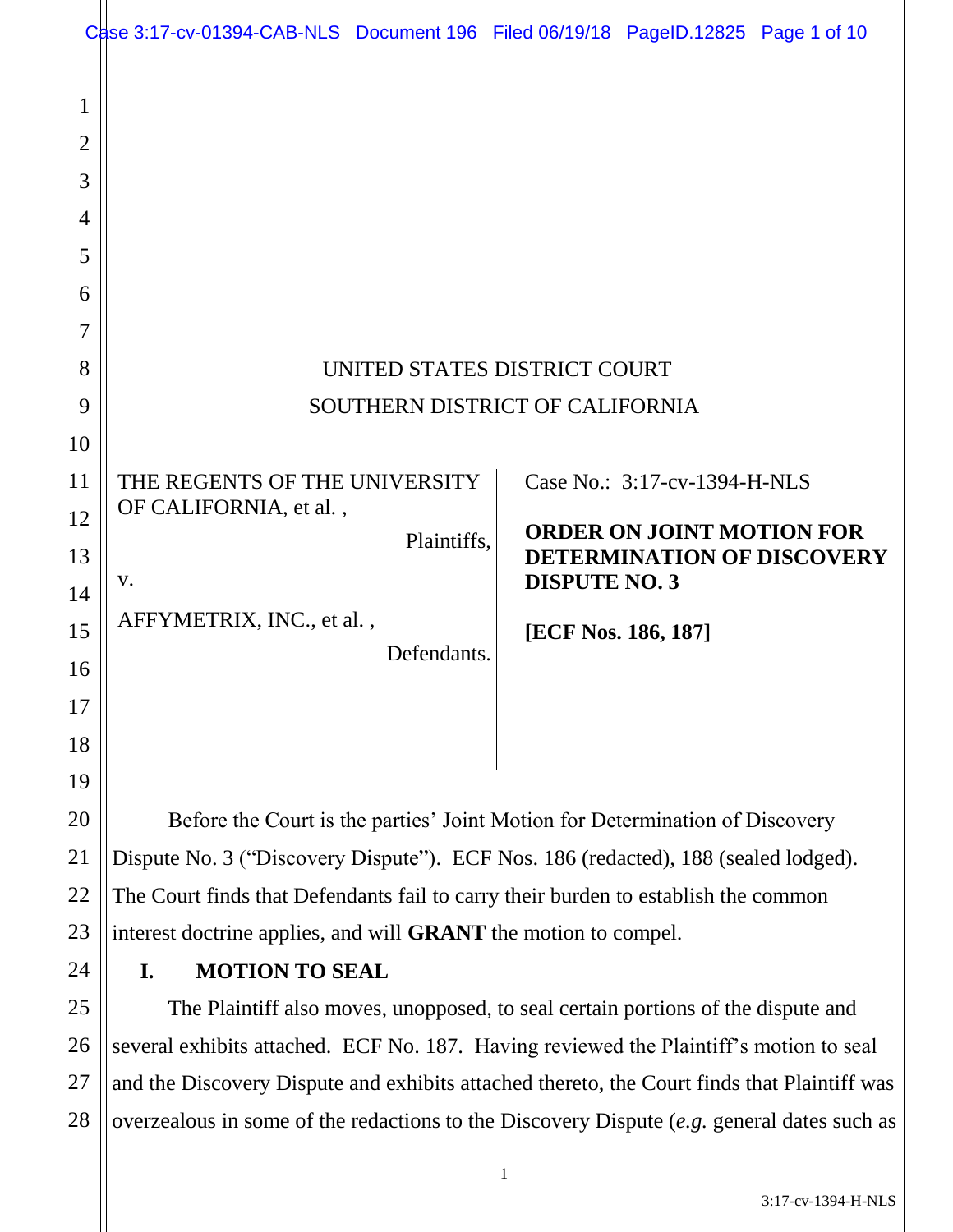UNITED STATES DISTRICT COURT

SOUTHERN DISTRICT OF CALIFORNIA

THE REGENTS OF THE UNIVERSITY OF CALIFORNIA, et al. ,

Plaintiffs,

v.

AFFYMETRIX, INC., et al. ,

Defendants.

Case No.: 3:17-cv-1394-H-NLS

**ORDER ON JOINT MOTION FOR DETERMINATION OF DISCOVERY DISPUTE NO. 3**

**[ECF Nos. 186, 187]**

Before the Court is the parties' Joint Motion for Determination of Discovery Dispute No. 3 ("Discovery Dispute"). ECF Nos. 186 (redacted), 188 (sealed lodged). The Court finds that Defendants fail to carry their burden to establish the common interest doctrine applies, and will **GRANT** the motion to compel.

## I. MOTION TO SEAL

The Plaintiff also moves, unopposed, to seal certain portions of the dispute and several exhibits attached. ECF No. 187. Having reviewed the Plaintiff's motion to seal and the Discovery Dispute and exhibits attached thereto, the Court finds that Plaintiff was overzealous in some of the redactions to the Discovery Dispute (*e.g.* general dates such as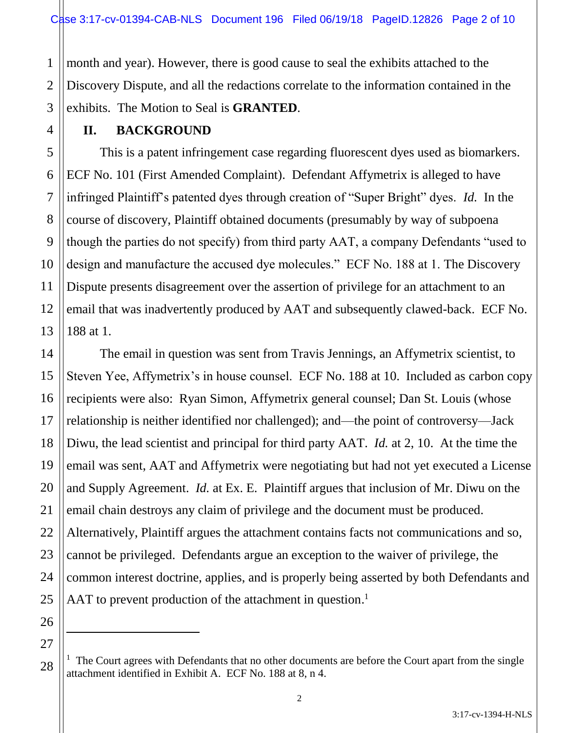month and year). However, there is good cause to seal the exhibits attached to the Discovery Dispute, and all the redactions correlate to the information contained in the exhibits. The Motion to Seal is **GRANTED**.

## II. BACKGROUND

This is a patent infringement case regarding fluorescent dyes used as biomarkers. ECF No. 101 (First Amended Complaint). Defendant Affymetrix is alleged to have infringed Plaintiff's patented dyes through creation of "Super Bright" dyes. *Id.* In the course of discovery, Plaintiff obtained documents (presumably by way of subpoena though the parties do not specify) from third party AAT, a company Defendants "used to design and manufacture the accused dye molecules." ECF No. 188 at 1. The Discovery Dispute presents disagreement over the assertion of privilege for an attachment to an email that was inadvertently produced by AAT and subsequently clawed-back. ECF No. 188 at 1.

The email in question was sent from Travis Jennings, an Affymetrix scientist, to Steven Yee, Affymetrix's in house counsel. ECF No. 188 at 10. Included as carbon copy recipients were also: Ryan Simon, Affymetrix general counsel; Dan St. Louis (whose relationship is neither identified nor challenged); and—the point of controversy—Jack Diwu, the lead scientist and principal for third party AAT. *Id.* at 2, 10. At the time the email was sent, AAT and Affymetrix were negotiating but had not yet executed a License and Supply Agreement. *Id.* at Ex. E. Plaintiff argues that inclusion of Mr. Diwu on the email chain destroys any claim of privilege and the document must be produced. Alternatively, Plaintiff argues the attachment contains facts not communications and so, cannot be privileged. Defendants argue an exception to the waiver of privilege, the common interest doctrine, applies, and is properly being asserted by both Defendants and AAT to prevent production of the attachment in question.[1]

[1] The Court agrees with Defendants that no other documents are before the Court apart from the single attachment identified in Exhibit A. ECF No. 188 at 8, n 4.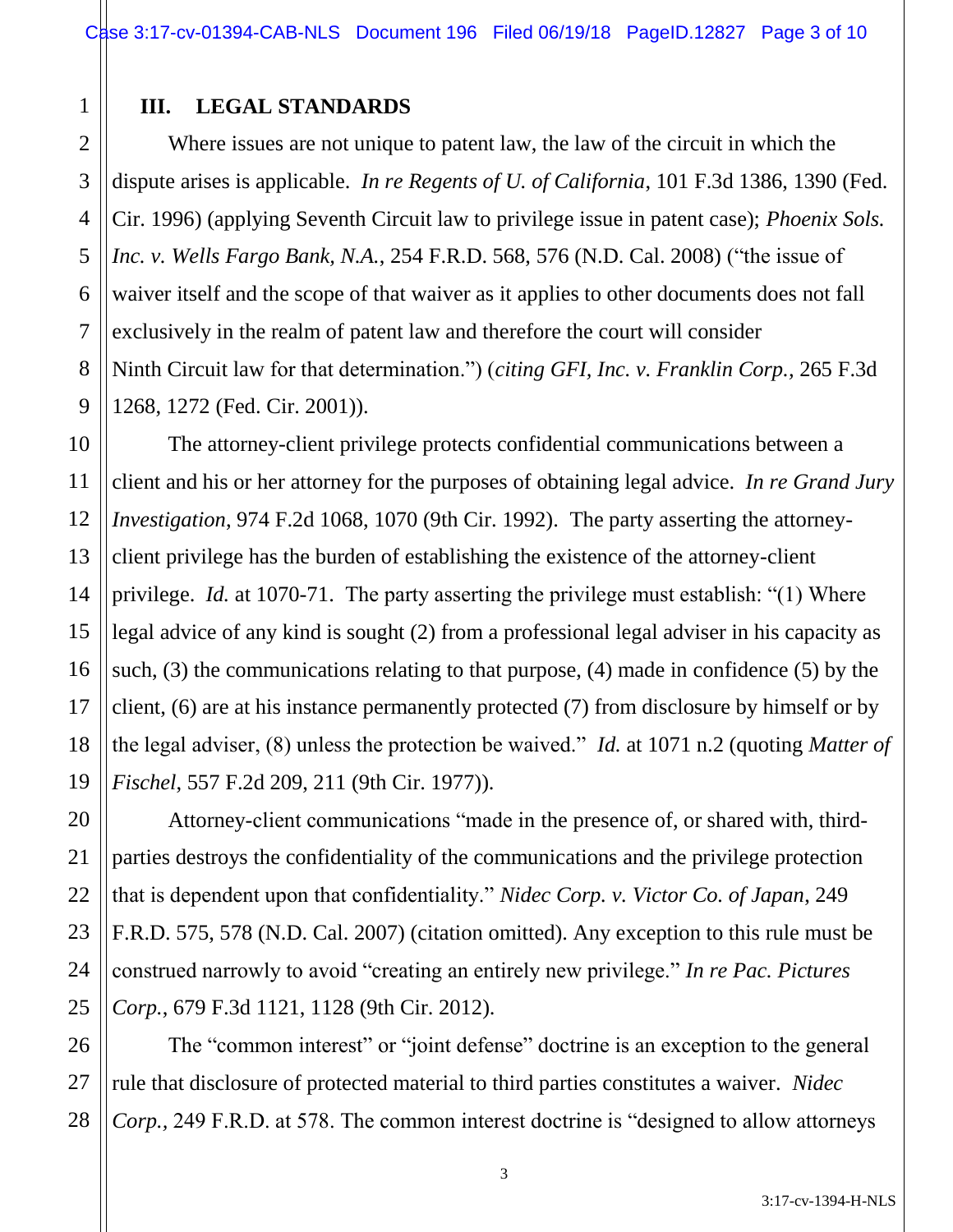## III. LEGAL STANDARDS

Where issues are not unique to patent law, the law of the circuit in which the dispute arises is applicable. *In re Regents of U. of California*, 101 F.3d 1386, 1390 (Fed. Cir. 1996) (applying Seventh Circuit law to privilege issue in patent case); *Phoenix Sols. Inc. v. Wells Fargo Bank, N.A.*, 254 F.R.D. 568, 576 (N.D. Cal. 2008) ("the issue of waiver itself and the scope of that waiver as it applies to other documents does not fall exclusively in the realm of patent law and therefore the court will consider Ninth Circuit law for that determination.") (*citing GFI, Inc. v. Franklin Corp.*, 265 F.3d 1268, 1272 (Fed. Cir. 2001)).

The attorney-client privilege protects confidential communications between a client and his or her attorney for the purposes of obtaining legal advice. *In re Grand Jury Investigation*, 974 F.2d 1068, 1070 (9th Cir. 1992). The party asserting the attorney-client privilege has the burden of establishing the existence of the attorney-client privilege. *Id.* at 1070-71. The party asserting the privilege must establish: "(1) Where legal advice of any kind is sought (2) from a professional legal adviser in his capacity as such, (3) the communications relating to that purpose, (4) made in confidence (5) by the client, (6) are at his instance permanently protected (7) from disclosure by himself or by the legal adviser, (8) unless the protection be waived." *Id.* at 1071 n.2 (quoting *Matter of Fischel*, 557 F.2d 209, 211 (9th Cir. 1977)).

Attorney-client communications "made in the presence of, or shared with, third-parties destroys the confidentiality of the communications and the privilege protection that is dependent upon that confidentiality." *Nidec Corp. v. Victor Co. of Japan*, 249 F.R.D. 575, 578 (N.D. Cal. 2007) (citation omitted). Any exception to this rule must be construed narrowly to avoid "creating an entirely new privilege." *In re Pac. Pictures Corp.*, 679 F.3d 1121, 1128 (9th Cir. 2012).

The "common interest" or "joint defense" doctrine is an exception to the general rule that disclosure of protected material to third parties constitutes a waiver. *Nidec Corp.*, 249 F.R.D. at 578. The common interest doctrine is "designed to allow attorneys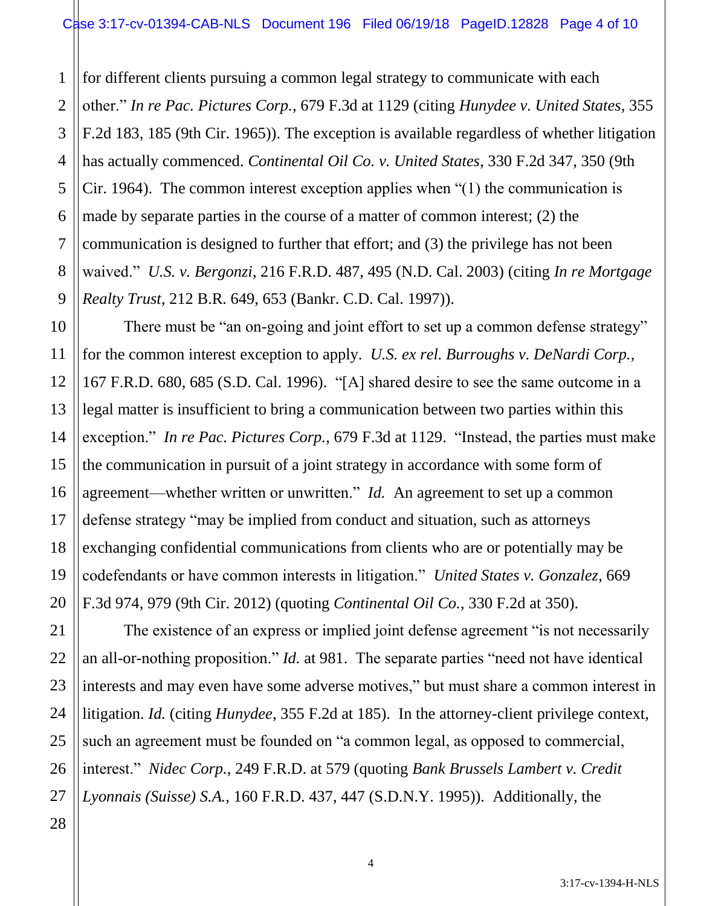for different clients pursuing a common legal strategy to communicate with each other." *In re Pac. Pictures Corp.*, 679 F.3d at 1129 (citing *Hunydee v. United States*, 355 F.2d 183, 185 (9th Cir. 1965)). The exception is available regardless of whether litigation has actually commenced. *Continental Oil Co. v. United States*, 330 F.2d 347, 350 (9th Cir. 1964). The common interest exception applies when "(1) the communication is made by separate parties in the course of a matter of common interest; (2) the communication is designed to further that effort; and (3) the privilege has not been waived." *U.S. v. Bergonzi*, 216 F.R.D. 487, 495 (N.D. Cal. 2003) (citing *In re Mortgage Realty Trust*, 212 B.R. 649, 653 (Bankr. C.D. Cal. 1997)).

There must be "an on-going and joint effort to set up a common defense strategy" for the common interest exception to apply. *U.S. ex rel. Burroughs v. DeNardi Corp.*, 167 F.R.D. 680, 685 (S.D. Cal. 1996). "[A] shared desire to see the same outcome in a legal matter is insufficient to bring a communication between two parties within this exception." *In re Pac. Pictures Corp.*, 679 F.3d at 1129. "Instead, the parties must make the communication in pursuit of a joint strategy in accordance with some form of agreement—whether written or unwritten." *Id.* An agreement to set up a common defense strategy "may be implied from conduct and situation, such as attorneys exchanging confidential communications from clients who are or potentially may be codefendants or have common interests in litigation." *United States v. Gonzalez*, 669 F.3d 974, 979 (9th Cir. 2012) (quoting *Continental Oil Co.*, 330 F.2d at 350).

The existence of an express or implied joint defense agreement "is not necessarily an all-or-nothing proposition." *Id.* at 981. The separate parties "need not have identical interests and may even have some adverse motives," but must share a common interest in litigation. *Id.* (citing *Hunydee*, 355 F.2d at 185). In the attorney-client privilege context, such an agreement must be founded on "a common legal, as opposed to commercial, interest." *Nidec Corp.*, 249 F.R.D. at 579 (quoting *Bank Brussels Lambert v. Credit Lyonnais (Suisse) S.A.*, 160 F.R.D. 437, 447 (S.D.N.Y. 1995)). Additionally, the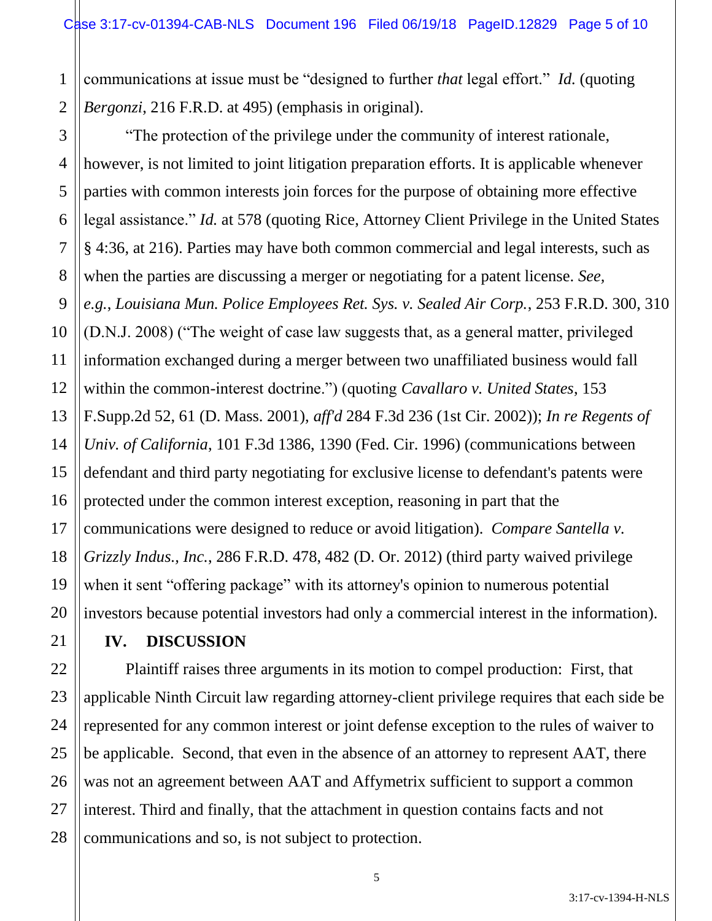communications at issue must be "designed to further *that* legal effort." *Id.* (quoting *Bergonzi*, 216 F.R.D. at 495) (emphasis in original).

"The protection of the privilege under the community of interest rationale, however, is not limited to joint litigation preparation efforts. It is applicable whenever parties with common interests join forces for the purpose of obtaining more effective legal assistance." *Id.* at 578 (quoting Rice, Attorney Client Privilege in the United States § 4:36, at 216). Parties may have both common commercial and legal interests, such as when the parties are discussing a merger or negotiating for a patent license. *See, e.g.*, *Louisiana Mun. Police Employees Ret. Sys. v. Sealed Air Corp.*, 253 F.R.D. 300, 310 (D.N.J. 2008) ("The weight of case law suggests that, as a general matter, privileged information exchanged during a merger between two unaffiliated business would fall within the common-interest doctrine.") (quoting *Cavallaro v. United States*, 153 F.Supp.2d 52, 61 (D. Mass. 2001), *aff'd* 284 F.3d 236 (1st Cir. 2002)); *In re Regents of Univ. of California*, 101 F.3d 1386, 1390 (Fed. Cir. 1996) (communications between defendant and third party negotiating for exclusive license to defendant's patents were protected under the common interest exception, reasoning in part that the communications were designed to reduce or avoid litigation). *Compare Santella v. Grizzly Indus., Inc.*, 286 F.R.D. 478, 482 (D. Or. 2012) (third party waived privilege when it sent "offering package" with its attorney's opinion to numerous potential investors because potential investors had only a commercial interest in the information).

## IV. DISCUSSION

Plaintiff raises three arguments in its motion to compel production: First, that applicable Ninth Circuit law regarding attorney-client privilege requires that each side be represented for any common interest or joint defense exception to the rules of waiver to be applicable. Second, that even in the absence of an attorney to represent AAT, there was not an agreement between AAT and Affymetrix sufficient to support a common interest. Third and finally, that the attachment in question contains facts and not communications and so, is not subject to protection.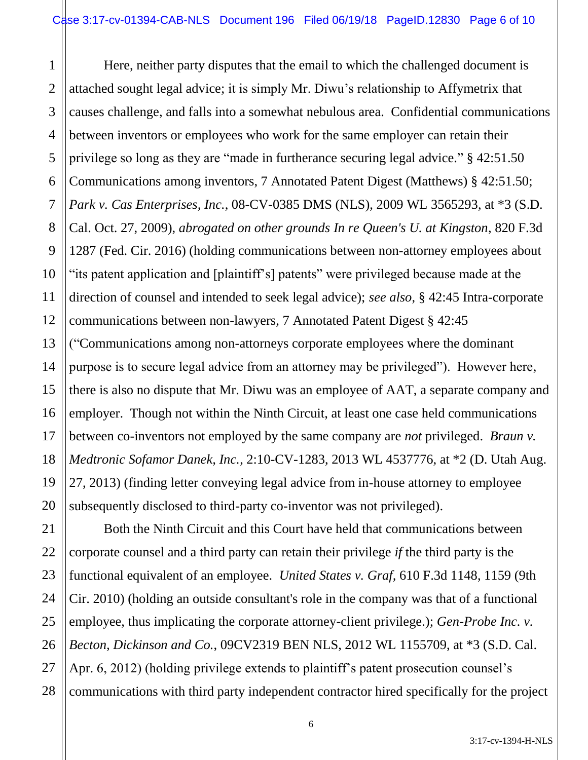Here, neither party disputes that the email to which the challenged document is attached sought legal advice; it is simply Mr. Diwu's relationship to Affymetrix that causes challenge, and falls into a somewhat nebulous area. Confidential communications between inventors or employees who work for the same employer can retain their privilege so long as they are "made in furtherance securing legal advice." § 42:51.50 Communications among inventors, 7 Annotated Patent Digest (Matthews) § 42:51.50; *Park v. Cas Enterprises, Inc.*, 08-CV-0385 DMS (NLS), 2009 WL 3565293, at *3 (S.D. Cal. Oct. 27, 2009), *abrogated on other grounds In re Queen's U. at Kingston*, 820 F.3d 1287 (Fed. Cir. 2016) (holding communications between non-attorney employees about "its patent application and [plaintiff's] patents" were privileged because made at the direction of counsel and intended to seek legal advice); *see also*, § 42:45 Intra-corporate communications between non-lawyers, 7 Annotated Patent Digest § 42:45 ("Communications among non-attorneys corporate employees where the dominant purpose is to secure legal advice from an attorney may be privileged"). However here, there is also no dispute that Mr. Diwu was an employee of AAT, a separate company and employer. Though not within the Ninth Circuit, at least one case held communications between co-inventors not employed by the same company are *not* privileged. *Braun v. Medtronic Sofamor Danek, Inc.*, 2:10-CV-1283, 2013 WL 4537776, at *2 (D. Utah Aug. 27, 2013) (finding letter conveying legal advice from in-house attorney to employee subsequently disclosed to third-party co-inventor was not privileged).

Both the Ninth Circuit and this Court have held that communications between corporate counsel and a third party can retain their privilege *if* the third party is the functional equivalent of an employee. *United States v. Graf*, 610 F.3d 1148, 1159 (9th Cir. 2010) (holding an outside consultant's role in the company was that of a functional employee, thus implicating the corporate attorney-client privilege.); *Gen-Probe Inc. v. Becton, Dickinson and Co.*, 09CV2319 BEN NLS, 2012 WL 1155709, at *3 (S.D. Cal. Apr. 6, 2012) (holding privilege extends to plaintiff's patent prosecution counsel's communications with third party independent contractor hired specifically for the project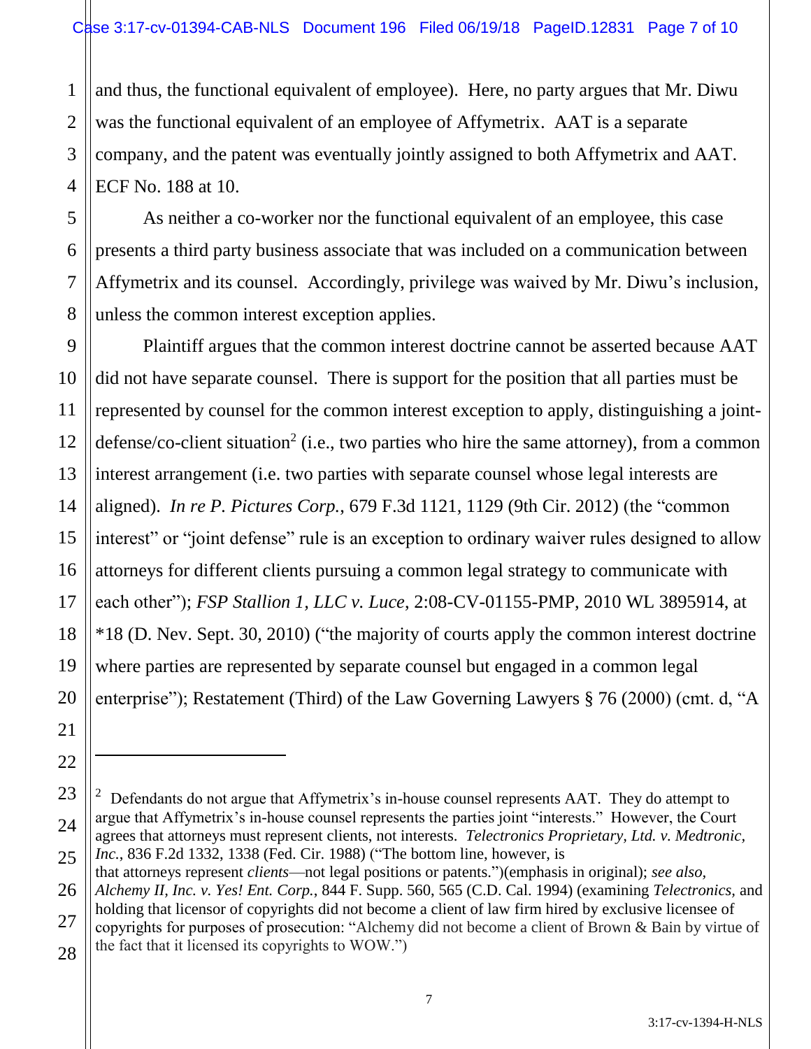and thus, the functional equivalent of employee). Here, no party argues that Mr. Diwu was the functional equivalent of an employee of Affymetrix. AAT is a separate company, and the patent was eventually jointly assigned to both Affymetrix and AAT. ECF No. 188 at 10.

As neither a co-worker nor the functional equivalent of an employee, this case presents a third party business associate that was included on a communication between Affymetrix and its counsel. Accordingly, privilege was waived by Mr. Diwu's inclusion, unless the common interest exception applies.

Plaintiff argues that the common interest doctrine cannot be asserted because AAT did not have separate counsel. There is support for the position that all parties must be represented by counsel for the common interest exception to apply, distinguishing a joint-defense/co-client situation[2] (i.e., two parties who hire the same attorney), from a common interest arrangement (i.e. two parties with separate counsel whose legal interests are aligned). *In re P. Pictures Corp.*, 679 F.3d 1121, 1129 (9th Cir. 2012) (the "common interest" or "joint defense" rule is an exception to ordinary waiver rules designed to allow attorneys for different clients pursuing a common legal strategy to communicate with each other"); *FSP Stallion 1, LLC v. Luce*, 2:08-CV-01155-PMP, 2010 WL 3895914, at *18 (D. Nev. Sept. 30, 2010) ("the majority of courts apply the common interest doctrine where parties are represented by separate counsel but engaged in a common legal enterprise"); Restatement (Third) of the Law Governing Lawyers § 76 (2000) (cmt. d, "A

---

[2] Defendants do not argue that Affymetrix's in-house counsel represents AAT. They do attempt to argue that Affymetrix's in-house counsel represents the parties joint "interests." However, the Court agrees that attorneys must represent clients, not interests. *Telectronics Proprietary, Ltd. v. Medtronic, Inc.*, 836 F.2d 1332, 1338 (Fed. Cir. 1988) ("The bottom line, however, is that attorneys represent *clients*—not legal positions or patents.")(emphasis in original); *see also, Alchemy II, Inc. v. Yes! Ent. Corp.*, 844 F. Supp. 560, 565 (C.D. Cal. 1994) (examining *Telectronics*, and holding that licensor of copyrights did not become a client of law firm hired by exclusive licensee of copyrights for purposes of prosecution: "Alchemy did not become a client of Brown & Bain by virtue of the fact that it licensed its copyrights to WOW.")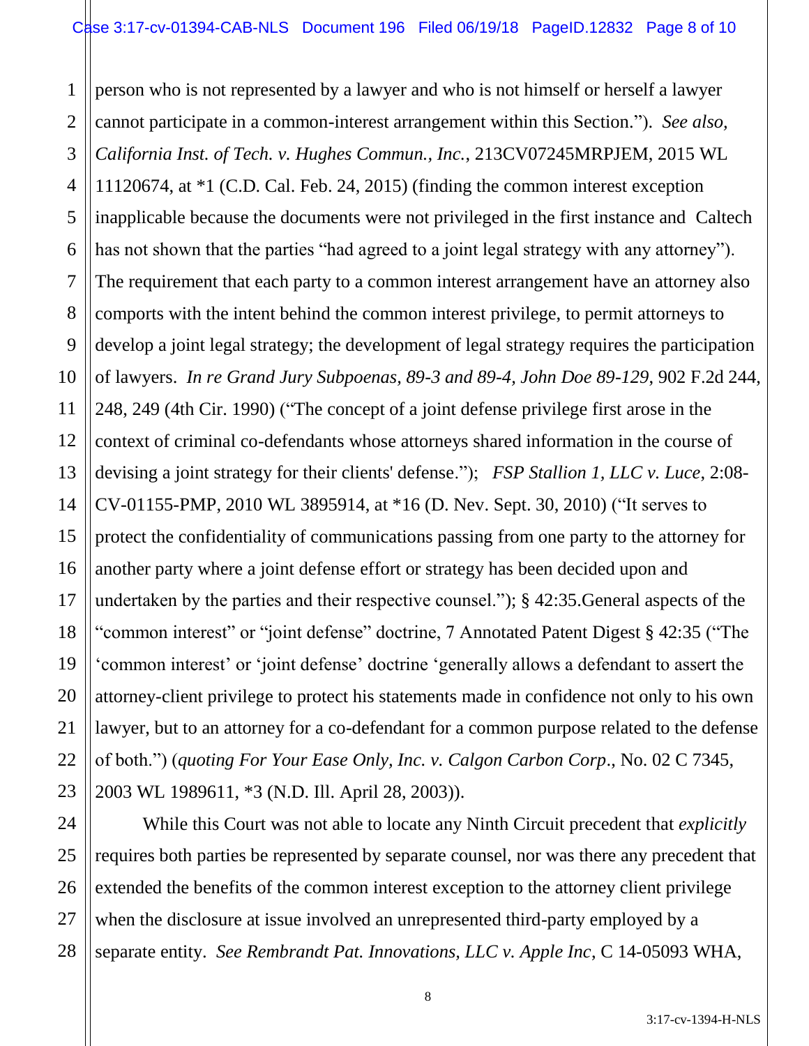person who is not represented by a lawyer and who is not himself or herself a lawyer cannot participate in a common-interest arrangement within this Section."). *See also, California Inst. of Tech. v. Hughes Commun., Inc.*, 213CV07245MRPJEM, 2015 WL 11120674, at *1 (C.D. Cal. Feb. 24, 2015) (finding the common interest exception inapplicable because the documents were not privileged in the first instance and Caltech has not shown that the parties "had agreed to a joint legal strategy with any attorney"). The requirement that each party to a common interest arrangement have an attorney also comports with the intent behind the common interest privilege, to permit attorneys to develop a joint legal strategy; the development of legal strategy requires the participation of lawyers. *In re Grand Jury Subpoenas, 89-3 and 89-4, John Doe 89-129*, 902 F.2d 244, 248, 249 (4th Cir. 1990) ("The concept of a joint defense privilege first arose in the context of criminal co-defendants whose attorneys shared information in the course of devising a joint strategy for their clients' defense."); *FSP Stallion 1, LLC v. Luce*, 2:08-CV-01155-PMP, 2010 WL 3895914, at *16 (D. Nev. Sept. 30, 2010) ("It serves to protect the confidentiality of communications passing from one party to the attorney for another party where a joint defense effort or strategy has been decided upon and undertaken by the parties and their respective counsel."); § 42:35.General aspects of the "common interest" or "joint defense" doctrine, 7 Annotated Patent Digest § 42:35 ("The 'common interest' or 'joint defense' doctrine 'generally allows a defendant to assert the attorney-client privilege to protect his statements made in confidence not only to his own lawyer, but to an attorney for a co-defendant for a common purpose related to the defense of both.") (*quoting For Your Ease Only, Inc. v. Calgon Carbon Corp.*, No. 02 C 7345, 2003 WL 1989611, *3 (N.D. Ill. April 28, 2003)).

While this Court was not able to locate any Ninth Circuit precedent that *explicitly* requires both parties be represented by separate counsel, nor was there any precedent that extended the benefits of the common interest exception to the attorney client privilege when the disclosure at issue involved an unrepresented third-party employed by a separate entity. *See Rembrandt Pat. Innovations, LLC v. Apple Inc*, C 14-05093 WHA,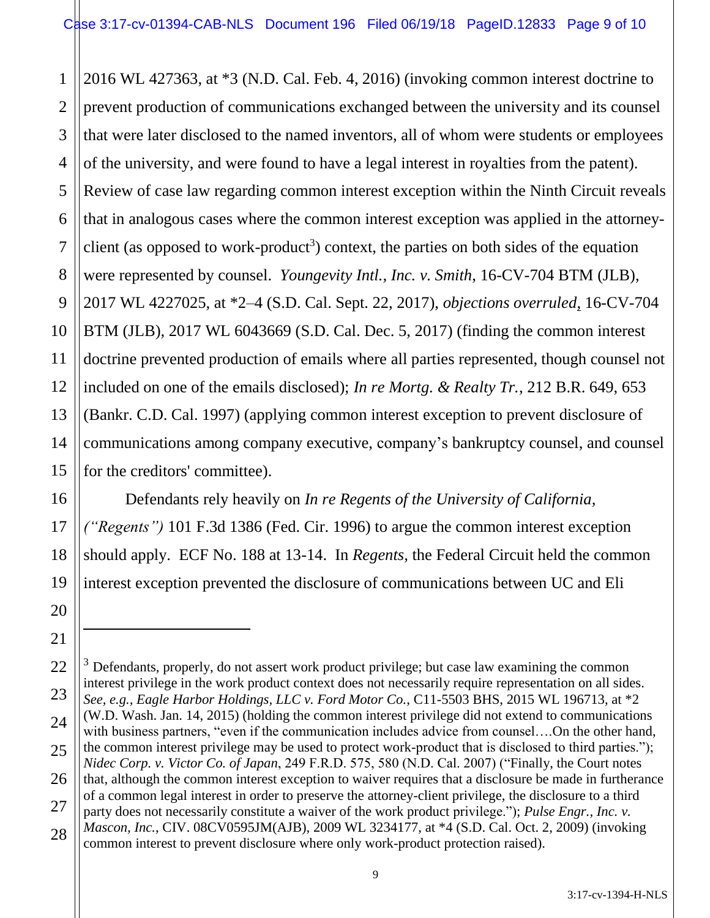2016 WL 427363, at *3 (N.D. Cal. Feb. 4, 2016) (invoking common interest doctrine to prevent production of communications exchanged between the university and its counsel that were later disclosed to the named inventors, all of whom were students or employees of the university, and were found to have a legal interest in royalties from the patent). Review of case law regarding common interest exception within the Ninth Circuit reveals that in analogous cases where the common interest exception was applied in the attorney-client (as opposed to work-product[3]) context, the parties on both sides of the equation were represented by counsel. *Youngevity Intl., Inc. v. Smith*, 16-CV-704 BTM (JLB), 2017 WL 4227025, at *2–4 (S.D. Cal. Sept. 22, 2017), *objections overruled*, 16-CV-704 BTM (JLB), 2017 WL 6043669 (S.D. Cal. Dec. 5, 2017) (finding the common interest doctrine prevented production of emails where all parties represented, though counsel not included on one of the emails disclosed); *In re Mortg. & Realty Tr.*, 212 B.R. 649, 653 (Bankr. C.D. Cal. 1997) (applying common interest exception to prevent disclosure of communications among company executive, company's bankruptcy counsel, and counsel for the creditors' committee).

Defendants rely heavily on *In re Regents of the University of California, ("Regents")* 101 F.3d 1386 (Fed. Cir. 1996) to argue the common interest exception should apply. ECF No. 188 at 13-14. In *Regents,* the Federal Circuit held the common interest exception prevented the disclosure of communications between UC and Eli

---

[3] Defendants, properly, do not assert work product privilege; but case law examining the common interest privilege in the work product context does not necessarily require representation on all sides. *See, e.g., Eagle Harbor Holdings, LLC v. Ford Motor Co.*, C11-5503 BHS, 2015 WL 196713, at *2 (W.D. Wash. Jan. 14, 2015) (holding the common interest privilege did not extend to communications with business partners, "even if the communication includes advice from counsel….On the other hand, the common interest privilege may be used to protect work-product that is disclosed to third parties."); *Nidec Corp. v. Victor Co. of Japan*, 249 F.R.D. 575, 580 (N.D. Cal. 2007) ("Finally, the Court notes that, although the common interest exception to waiver requires that a disclosure be made in furtherance of a common legal interest in order to preserve the attorney-client privilege, the disclosure to a third party does not necessarily constitute a waiver of the work product privilege."); *Pulse Engr., Inc. v. Mascon, Inc.*, CIV. 08CV0595JM(AJB), 2009 WL 3234177, at *4 (S.D. Cal. Oct. 2, 2009) (invoking common interest to prevent disclosure where only work-product protection raised).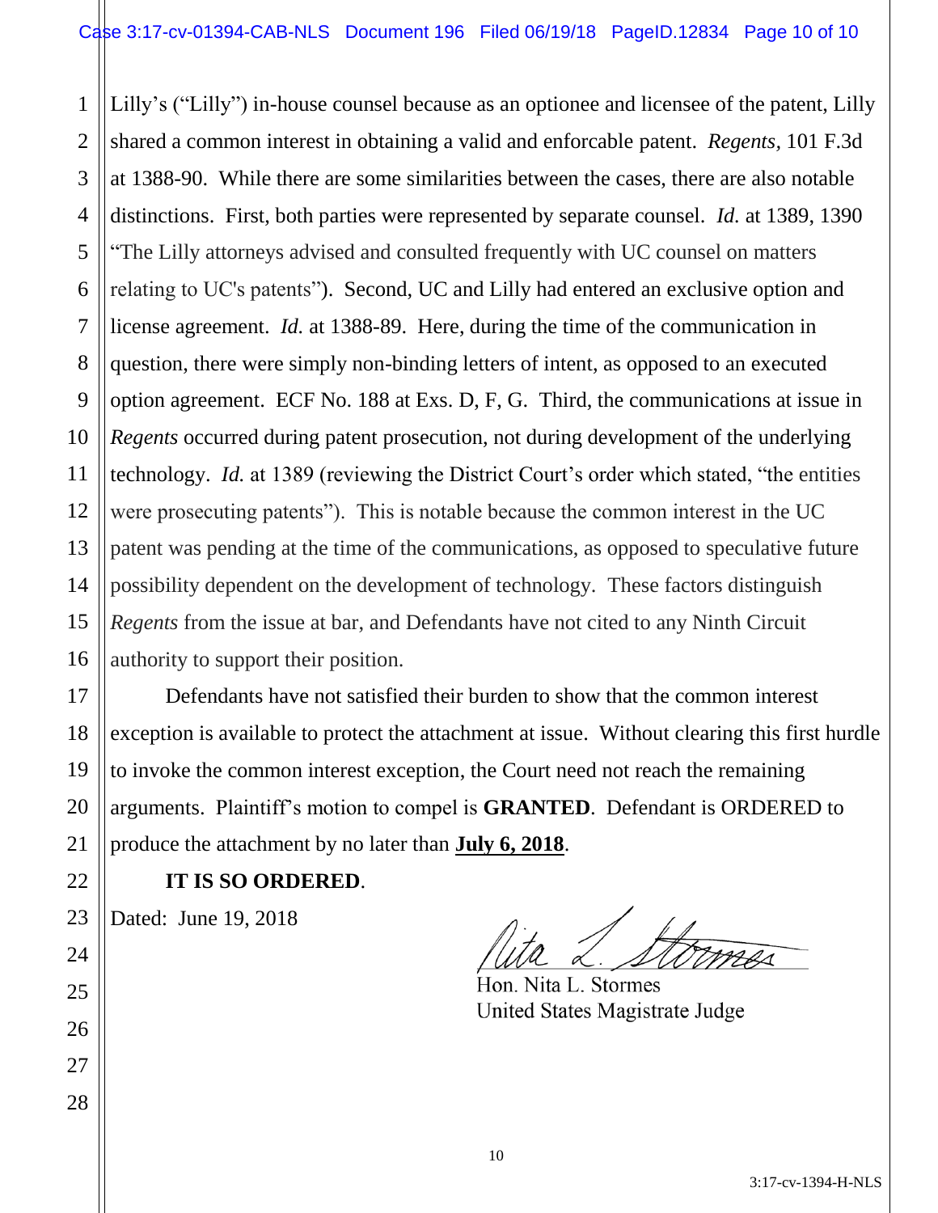Lilly's ("Lilly") in-house counsel because as an optionee and licensee of the patent, Lilly shared a common interest in obtaining a valid and enforcable patent. *Regents*, 101 F.3d at 1388-90. While there are some similarities between the cases, there are also notable distinctions. First, both parties were represented by separate counsel. *Id.* at 1389, 1390 "The Lilly attorneys advised and consulted frequently with UC counsel on matters relating to UC's patents"). Second, UC and Lilly had entered an exclusive option and license agreement. *Id.* at 1388-89. Here, during the time of the communication in question, there were simply non-binding letters of intent, as opposed to an executed option agreement. ECF No. 188 at Exs. D, F, G. Third, the communications at issue in *Regents* occurred during patent prosecution, not during development of the underlying technology. *Id.* at 1389 (reviewing the District Court's order which stated, "the entities were prosecuting patents"). This is notable because the common interest in the UC patent was pending at the time of the communications, as opposed to speculative future possibility dependent on the development of technology. These factors distinguish *Regents* from the issue at bar, and Defendants have not cited to any Ninth Circuit authority to support their position.

Defendants have not satisfied their burden to show that the common interest exception is available to protect the attachment at issue. Without clearing this first hurdle to invoke the common interest exception, the Court need not reach the remaining arguments. Plaintiff's motion to compel is **GRANTED**. Defendant is ORDERED to produce the attachment by no later than **July 6, 2018**.

**IT IS SO ORDERED**.

Dated: June 19, 2018

Hon. Nita L. Stormes
United States Magistrate Judge